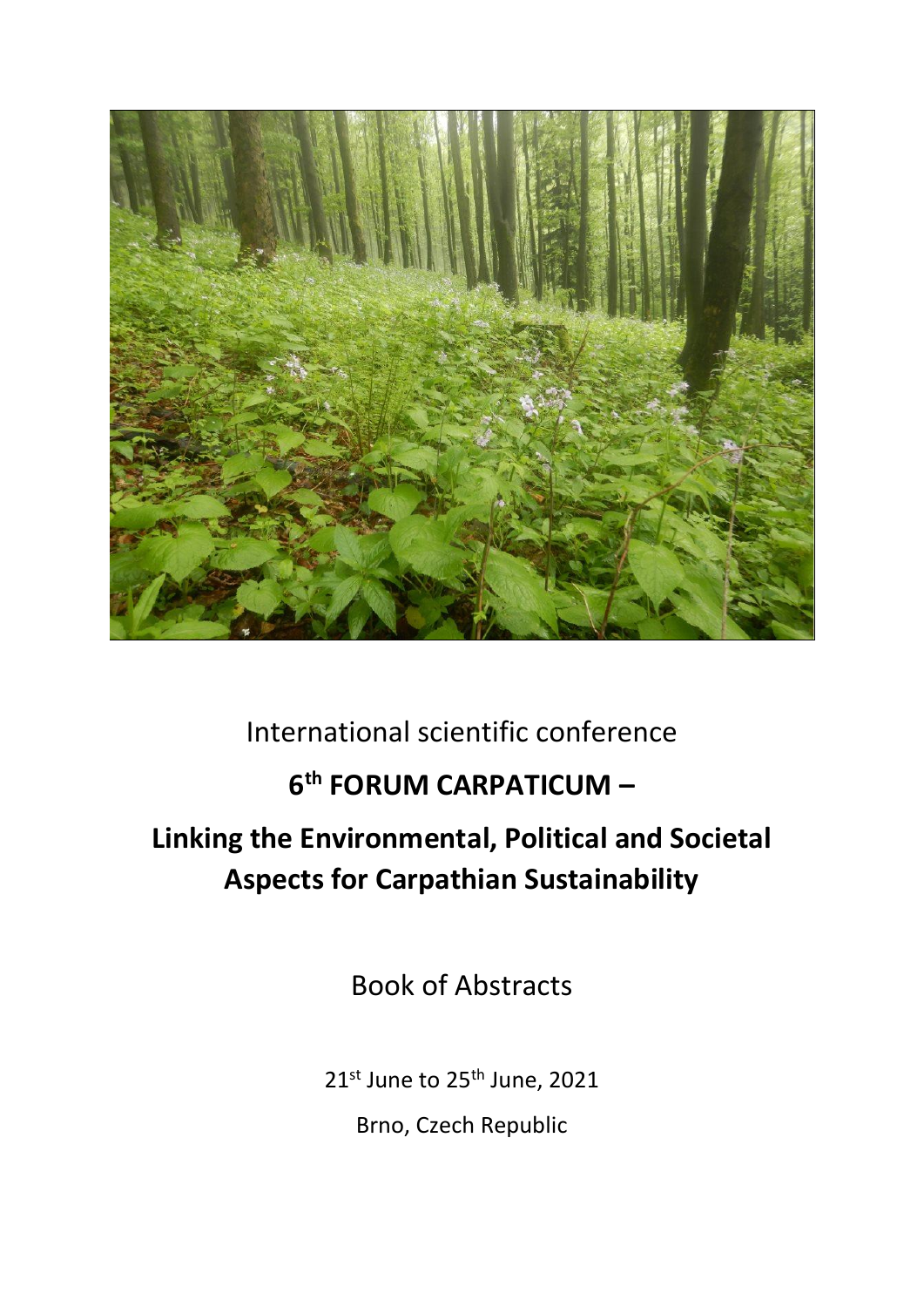International scientific conference

# 6th FORUM CARPATICUM –

# Linking the Environmental, Political and Societal Aspects for Carpathian Sustainability

Book of Abstracts

21st June to 25th June, 2021

Brno, Czech Republic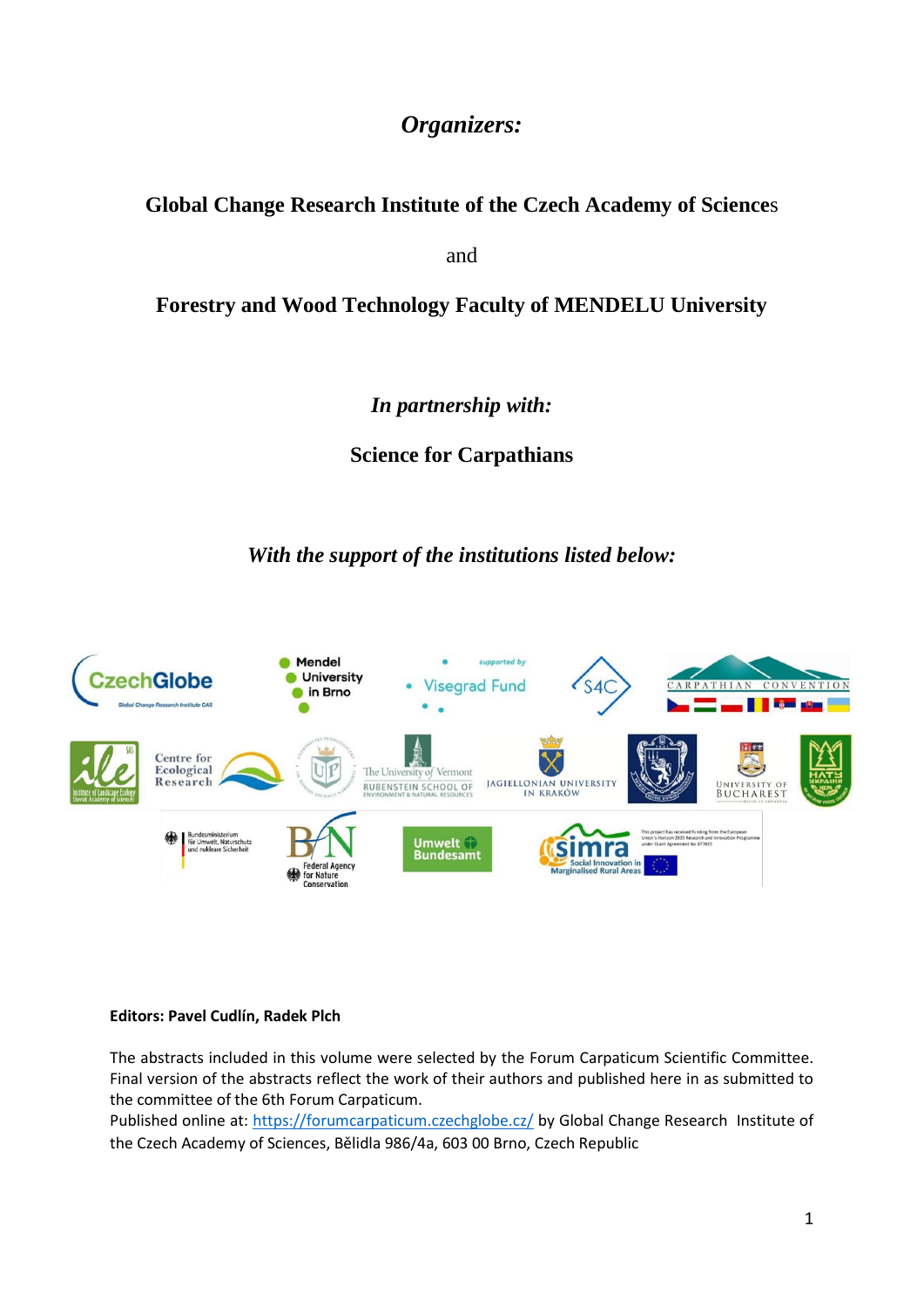*Organizers:*

**Global Change Research Institute of the Czech Academy of Sciences**

and

**Forestry and Wood Technology Faculty of MENDELU University**

***In partnership with:***

**Science for Carpathians**

***With the support of the institutions listed below:***

**Editors: Pavel Cudlín, Radek Plch**

The abstracts included in this volume were selected by the Forum Carpaticum Scientific Committee. Final version of the abstracts reflect the work of their authors and published here in as submitted to the committee of the 6th Forum Carpaticum.
Published online at: https://forumcarpaticum.czechglobe.cz/ by Global Change Research Institute of the Czech Academy of Sciences, Bělidla 986/4a, 603 00 Brno, Czech Republic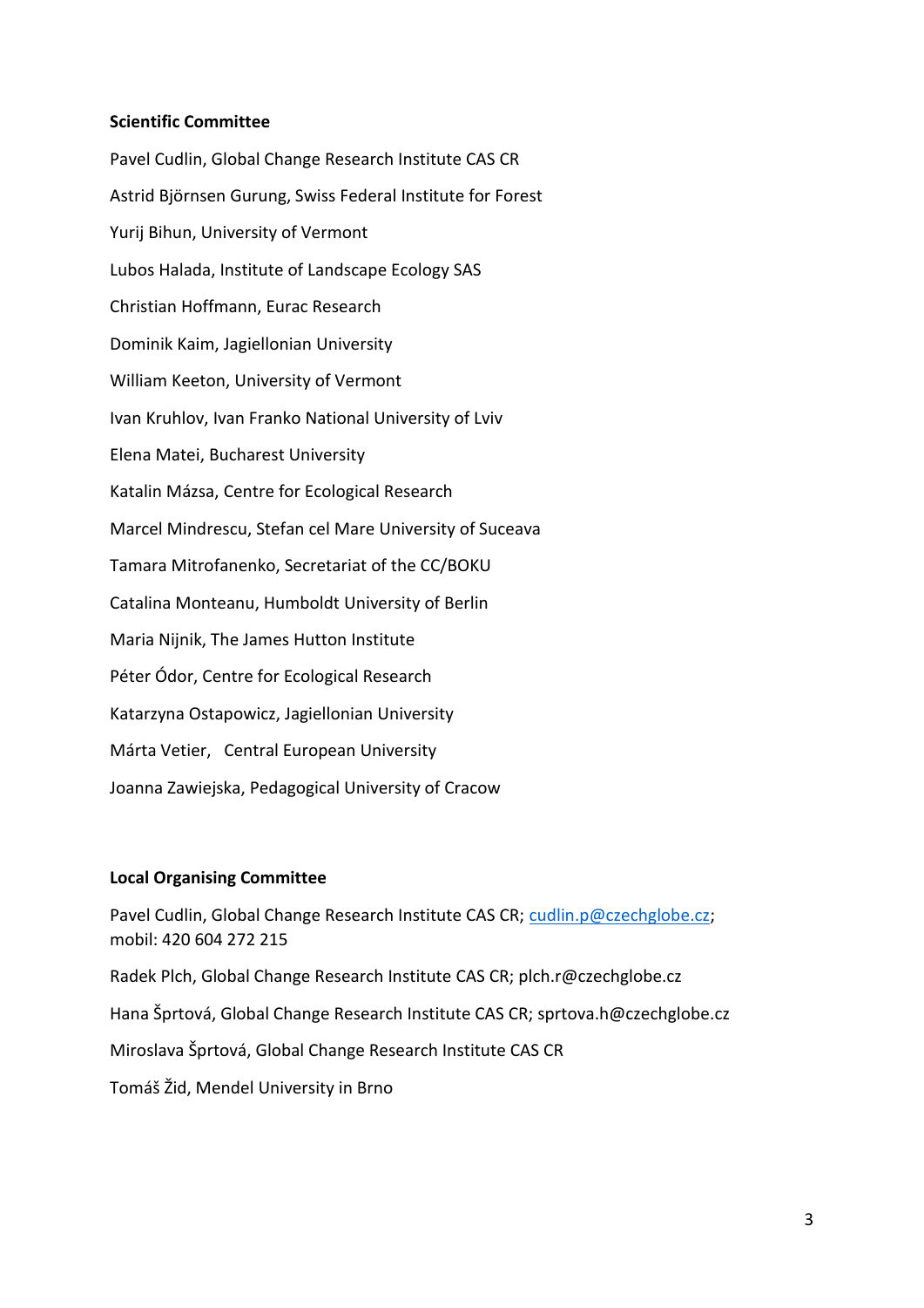**Scientific Committee**

Pavel Cudlin, Global Change Research Institute CAS CR

Astrid Björnsen Gurung, Swiss Federal Institute for Forest

Yurij Bihun, University of Vermont

Lubos Halada, Institute of Landscape Ecology SAS

Christian Hoffmann, Eurac Research

Dominik Kaim, Jagiellonian University

William Keeton, University of Vermont

Ivan Kruhlov, Ivan Franko National University of Lviv

Elena Matei, Bucharest University

Katalin Mázsa, Centre for Ecological Research

Marcel Mindrescu, Stefan cel Mare University of Suceava

Tamara Mitrofanenko, Secretariat of the CC/BOKU

Catalina Monteanu, Humboldt University of Berlin

Maria Nijnik, The James Hutton Institute

Péter Ódor, Centre for Ecological Research

Katarzyna Ostapowicz, Jagiellonian University

Márta Vetier, Central European University

Joanna Zawiejska, Pedagogical University of Cracow

**Local Organising Committee**

Pavel Cudlin, Global Change Research Institute CAS CR; cudlin.p@czechglobe.cz; mobil: 420 604 272 215

Radek Plch, Global Change Research Institute CAS CR; plch.r@czechglobe.cz

Hana Šprtová, Global Change Research Institute CAS CR; sprtova.h@czechglobe.cz

Miroslava Šprtová, Global Change Research Institute CAS CR

Tomáš Žid, Mendel University in Brno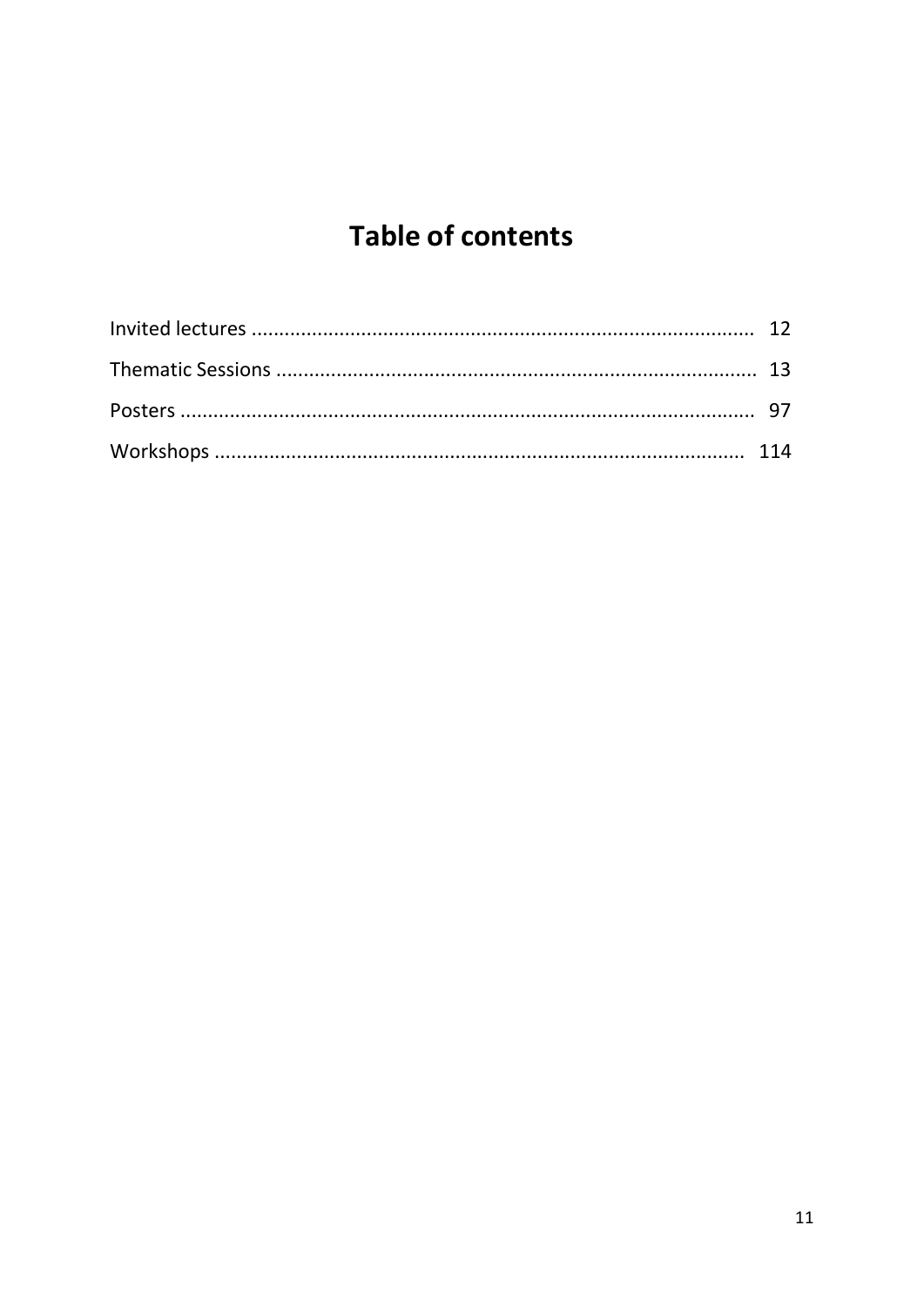# Table of contents

| | |
|---|---|
| Invited lectures | 12 |
| Thematic Sessions | 13 |
| Posters | 97 |
| Workshops | 114 |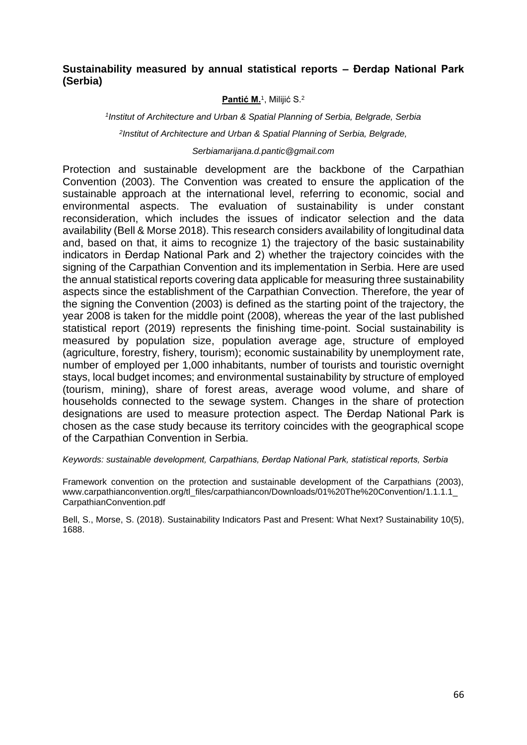## Sustainability measured by annual statistical reports – Đerdap National Park (Serbia)

**Pantić M.**[1], Milijić S.[2]

*[1]Institut of Architecture and Urban & Spatial Planning of Serbia, Belgrade, Serbia*

*[2]Institut of Architecture and Urban & Spatial Planning of Serbia, Belgrade,*

*Serbiamarijana.d.pantic@gmail.com*

Protection and sustainable development are the backbone of the Carpathian Convention (2003). The Convention was created to ensure the application of the sustainable approach at the international level, referring to economic, social and environmental aspects. The evaluation of sustainability is under constant reconsideration, which includes the issues of indicator selection and the data availability (Bell & Morse 2018). This research considers availability of longitudinal data and, based on that, it aims to recognize 1) the trajectory of the basic sustainability indicators in Đerdap National Park and 2) whether the trajectory coincides with the signing of the Carpathian Convention and its implementation in Serbia. Here are used the annual statistical reports covering data applicable for measuring three sustainability aspects since the establishment of the Carpathian Convection. Therefore, the year of the signing the Convention (2003) is defined as the starting point of the trajectory, the year 2008 is taken for the middle point (2008), whereas the year of the last published statistical report (2019) represents the finishing time-point. Social sustainability is measured by population size, population average age, structure of employed (agriculture, forestry, fishery, tourism); economic sustainability by unemployment rate, number of employed per 1,000 inhabitants, number of tourists and touristic overnight stays, local budget incomes; and environmental sustainability by structure of employed (tourism, mining), share of forest areas, average wood volume, and share of households connected to the sewage system. Changes in the share of protection designations are used to measure protection aspect. The Đerdap National Park is chosen as the case study because its territory coincides with the geographical scope of the Carpathian Convention in Serbia.

*Keywords: sustainable development, Carpathians, Đerdap National Park, statistical reports, Serbia*

Framework convention on the protection and sustainable development of the Carpathians (2003), www.carpathianconvention.org/tl_files/carpathiancon/Downloads/01%20The%20Convention/1.1.1.1_CarpathianConvention.pdf

Bell, S., Morse, S. (2018). Sustainability Indicators Past and Present: What Next? Sustainability 10(5), 1688.